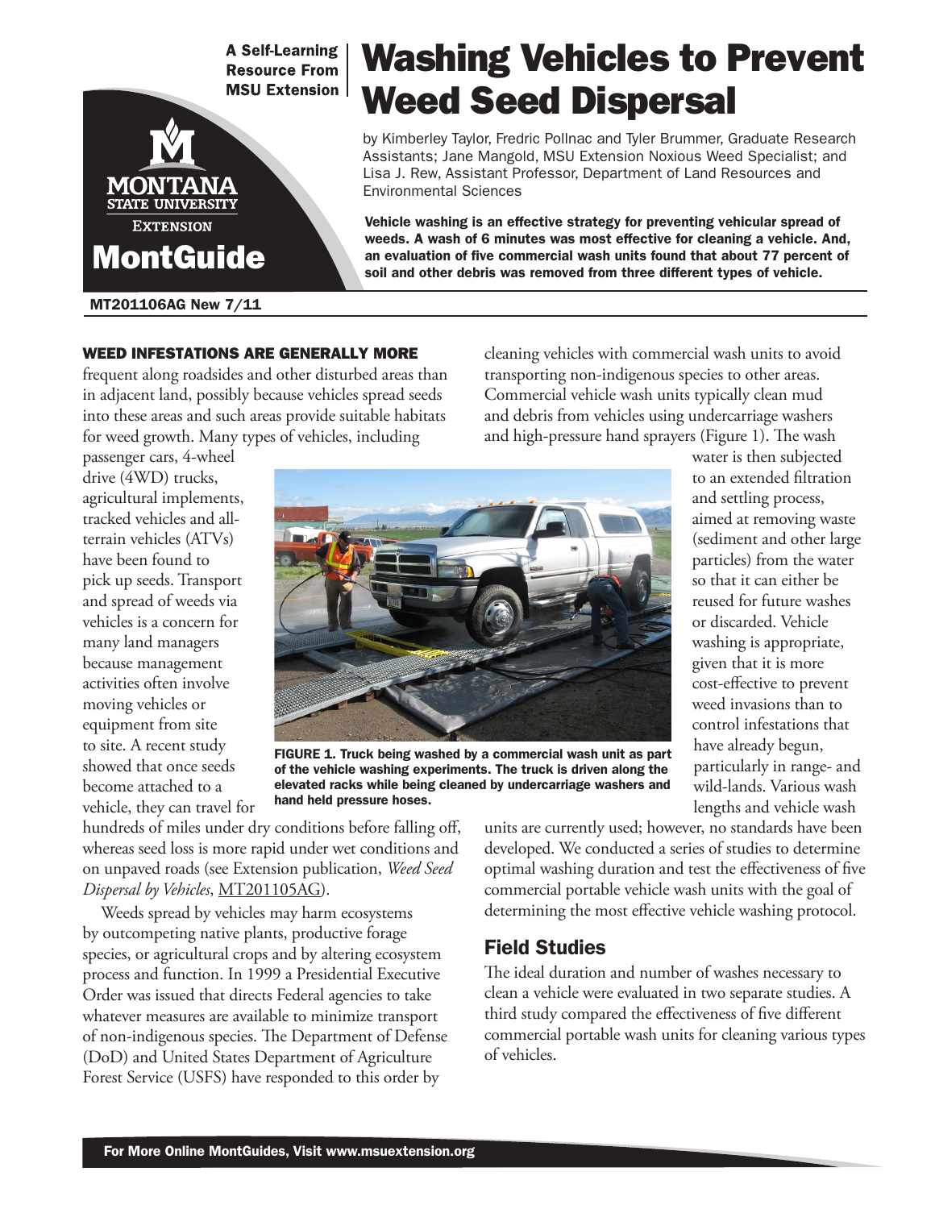A Self-Learning Resource From MSU Extension

MONTANA STATE UNIVERSITY EXTENSION

MontGuide

MT201106AG New 7/11

# Washing Vehicles to Prevent Weed Seed Dispersal

by Kimberley Taylor, Fredric Pollnac and Tyler Brummer, Graduate Research Assistants; Jane Mangold, MSU Extension Noxious Weed Specialist; and Lisa J. Rew, Assistant Professor, Department of Land Resources and Environmental Sciences

**Vehicle washing is an effective strategy for preventing vehicular spread of weeds. A wash of 6 minutes was most effective for cleaning a vehicle. And, an evaluation of five commercial wash units found that about 77 percent of soil and other debris was removed from three different types of vehicle.**

**WEED INFESTATIONS ARE GENERALLY MORE** frequent along roadsides and other disturbed areas than in adjacent land, possibly because vehicles spread seeds into these areas and such areas provide suitable habitats for weed growth. Many types of vehicles, including passenger cars, 4-wheel drive (4WD) trucks, agricultural implements, tracked vehicles and all-terrain vehicles (ATVs) have been found to pick up seeds. Transport and spread of weeds via vehicles is a concern for many land managers because management activities often involve moving vehicles or equipment from site to site. A recent study showed that once seeds become attached to a vehicle, they can travel for hundreds of miles under dry conditions before falling off, whereas seed loss is more rapid under wet conditions and on unpaved roads (see Extension publication, *Weed Seed Dispersal by Vehicles*, MT201105AG).

Weeds spread by vehicles may harm ecosystems by outcompeting native plants, productive forage species, or agricultural crops and by altering ecosystem process and function. In 1999 a Presidential Executive Order was issued that directs Federal agencies to take whatever measures are available to minimize transport of non-indigenous species. The Department of Defense (DoD) and United States Department of Agriculture Forest Service (USFS) have responded to this order by cleaning vehicles with commercial wash units to avoid transporting non-indigenous species to other areas. Commercial vehicle wash units typically clean mud and debris from vehicles using undercarriage washers and high-pressure hand sprayers (Figure 1). The wash water is then subjected to an extended filtration and settling process, aimed at removing waste (sediment and other large particles) from the water so that it can either be reused for future washes or discarded. Vehicle washing is appropriate, given that it is more cost-effective to prevent weed invasions than to control infestations that have already begun, particularly in range- and wild-lands. Various wash lengths and vehicle wash units are currently used; however, no standards have been developed. We conducted a series of studies to determine optimal washing duration and test the effectiveness of five commercial portable vehicle wash units with the goal of determining the most effective vehicle washing protocol.

**FIGURE 1. Truck being washed by a commercial wash unit as part of the vehicle washing experiments. The truck is driven along the elevated racks while being cleaned by undercarriage washers and hand held pressure hoses.**

## Field Studies

The ideal duration and number of washes necessary to clean a vehicle were evaluated in two separate studies. A third study compared the effectiveness of five different commercial portable wash units for cleaning various types of vehicles.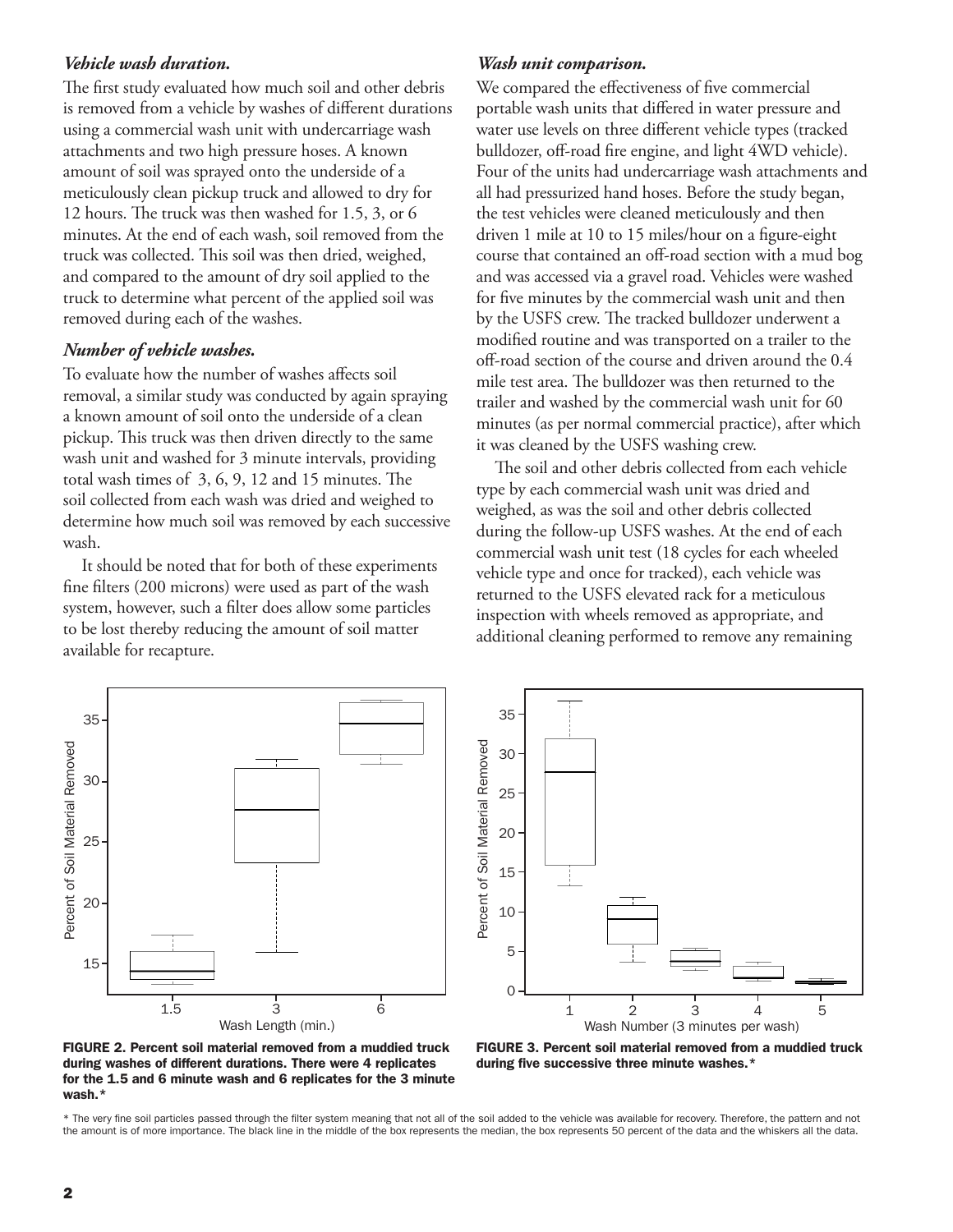### *Vehicle wash duration.*

The first study evaluated how much soil and other debris is removed from a vehicle by washes of different durations using a commercial wash unit with undercarriage wash attachments and two high pressure hoses. A known amount of soil was sprayed onto the underside of a meticulously clean pickup truck and allowed to dry for 12 hours. The truck was then washed for 1.5, 3, or 6 minutes. At the end of each wash, soil removed from the truck was collected. This soil was then dried, weighed, and compared to the amount of dry soil applied to the truck to determine what percent of the applied soil was removed during each of the washes.

### *Number of vehicle washes.*

To evaluate how the number of washes affects soil removal, a similar study was conducted by again spraying a known amount of soil onto the underside of a clean pickup. This truck was then driven directly to the same wash unit and washed for 3 minute intervals, providing total wash times of 3, 6, 9, 12 and 15 minutes. The soil collected from each wash was dried and weighed to determine how much soil was removed by each successive wash.

It should be noted that for both of these experiments fine filters (200 microns) were used as part of the wash system, however, such a filter does allow some particles to be lost thereby reducing the amount of soil matter available for recapture.

### *Wash unit comparison.*

We compared the effectiveness of five commercial portable wash units that differed in water pressure and water use levels on three different vehicle types (tracked bulldozer, off-road fire engine, and light 4WD vehicle). Four of the units had undercarriage wash attachments and all had pressurized hand hoses. Before the study began, the test vehicles were cleaned meticulously and then driven 1 mile at 10 to 15 miles/hour on a figure-eight course that contained an off-road section with a mud bog and was accessed via a gravel road. Vehicles were washed for five minutes by the commercial wash unit and then by the USFS crew. The tracked bulldozer underwent a modified routine and was transported on a trailer to the off-road section of the course and driven around the 0.4 mile test area. The bulldozer was then returned to the trailer and washed by the commercial wash unit for 60 minutes (as per normal commercial practice), after which it was cleaned by the USFS washing crew.

The soil and other debris collected from each vehicle type by each commercial wash unit was dried and weighed, as was the soil and other debris collected during the follow-up USFS washes. At the end of each commercial wash unit test (18 cycles for each wheeled vehicle type and once for tracked), each vehicle was returned to the USFS elevated rack for a meticulous inspection with wheels removed as appropriate, and additional cleaning performed to remove any remaining

**FIGURE 2. Percent soil material removed from a muddied truck during washes of different durations. There were 4 replicates for the 1.5 and 6 minute wash and 6 replicates for the 3 minute wash.***

**FIGURE 3. Percent soil material removed from a muddied truck during five successive three minute washes.***

* The very fine soil particles passed through the filter system meaning that not all of the soil added to the vehicle was available for recovery. Therefore, the pattern and not the amount is of more importance. The black line in the middle of the box represents the median, the box represents 50 percent of the data and the whiskers all the data.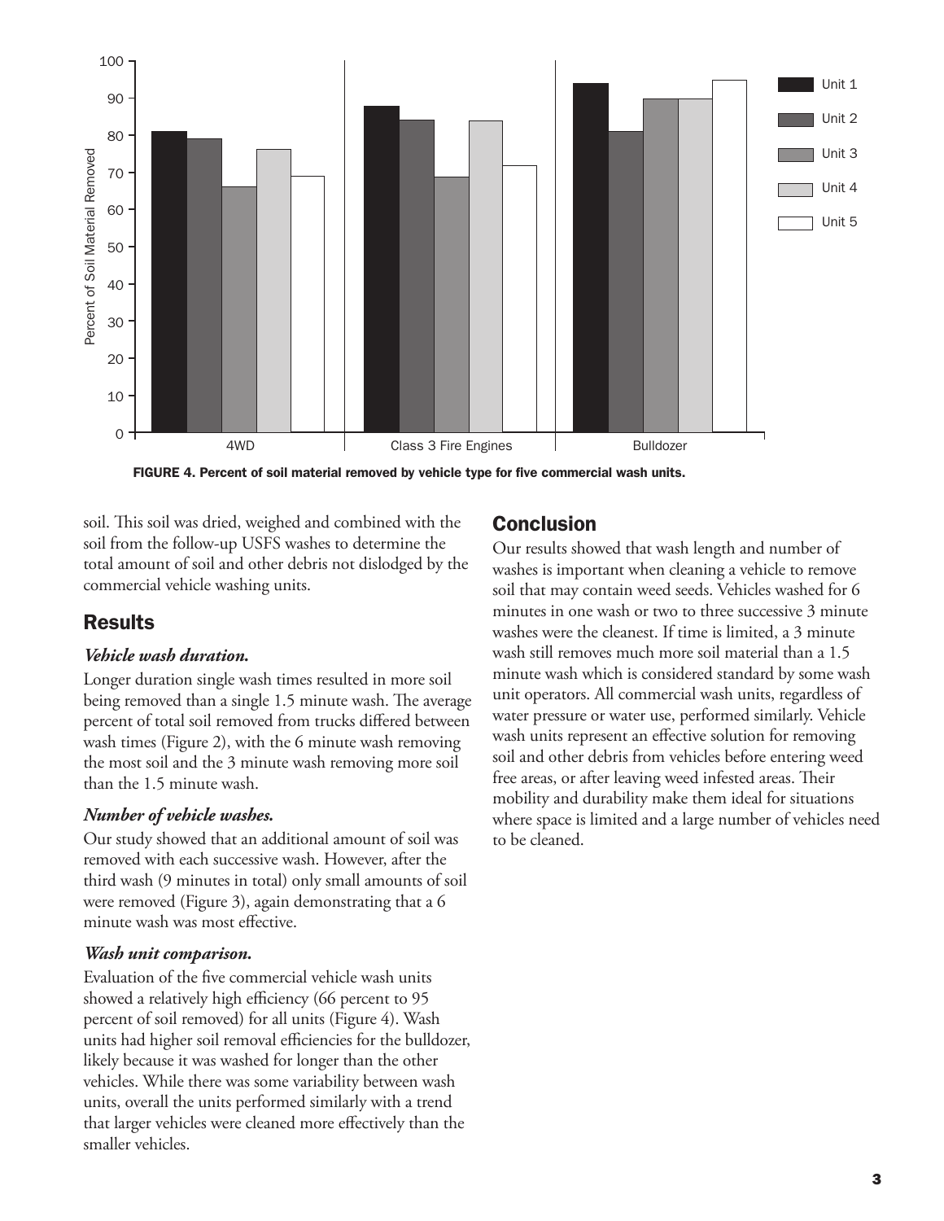FIGURE 4. Percent of soil material removed by vehicle type for five commercial wash units.

soil. This soil was dried, weighed and combined with the soil from the follow-up USFS washes to determine the total amount of soil and other debris not dislodged by the commercial vehicle washing units.

## Results

### *Vehicle wash duration.*

Longer duration single wash times resulted in more soil being removed than a single 1.5 minute wash. The average percent of total soil removed from trucks differed between wash times (Figure 2), with the 6 minute wash removing the most soil and the 3 minute wash removing more soil than the 1.5 minute wash.

### *Number of vehicle washes.*

Our study showed that an additional amount of soil was removed with each successive wash. However, after the third wash (9 minutes in total) only small amounts of soil were removed (Figure 3), again demonstrating that a 6 minute wash was most effective.

### *Wash unit comparison.*

Evaluation of the five commercial vehicle wash units showed a relatively high efficiency (66 percent to 95 percent of soil removed) for all units (Figure 4). Wash units had higher soil removal efficiencies for the bulldozer, likely because it was washed for longer than the other vehicles. While there was some variability between wash units, overall the units performed similarly with a trend that larger vehicles were cleaned more effectively than the smaller vehicles.

## Conclusion

Our results showed that wash length and number of washes is important when cleaning a vehicle to remove soil that may contain weed seeds. Vehicles washed for 6 minutes in one wash or two to three successive 3 minute washes were the cleanest. If time is limited, a 3 minute wash still removes much more soil material than a 1.5 minute wash which is considered standard by some wash unit operators. All commercial wash units, regardless of water pressure or water use, performed similarly. Vehicle wash units represent an effective solution for removing soil and other debris from vehicles before entering weed free areas, or after leaving weed infested areas. Their mobility and durability make them ideal for situations where space is limited and a large number of vehicles need to be cleaned.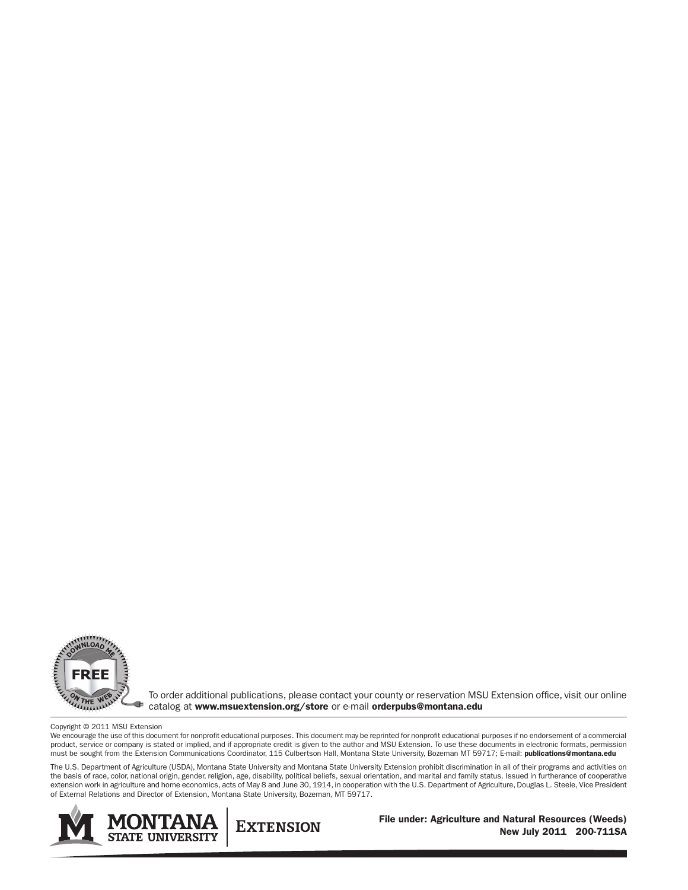To order additional publications, please contact your county or reservation MSU Extension office, visit our online catalog at **www.msuextension.org/store** or e-mail **orderpubs@montana.edu**

Copyright © 2011 MSU Extension

We encourage the use of this document for nonprofit educational purposes. This document may be reprinted for nonprofit educational purposes if no endorsement of a commercial product, service or company is stated or implied, and if appropriate credit is given to the author and MSU Extension. To use these documents in electronic formats, permission must be sought from the Extension Communications Coordinator, 115 Culbertson Hall, Montana State University, Bozeman MT 59717; E-mail: **publications@montana.edu**

The U.S. Department of Agriculture (USDA), Montana State University and Montana State University Extension prohibit discrimination in all of their programs and activities on the basis of race, color, national origin, gender, religion, age, disability, political beliefs, sexual orientation, and marital and family status. Issued in furtherance of cooperative extension work in agriculture and home economics, acts of May 8 and June 30, 1914, in cooperation with the U.S. Department of Agriculture, Douglas L. Steele, Vice President of External Relations and Director of Extension, Montana State University, Bozeman, MT 59717.

MONTANA STATE UNIVERSITY | EXTENSION

**File under: Agriculture and Natural Resources (Weeds)**
**New July 2011 200-711SA**